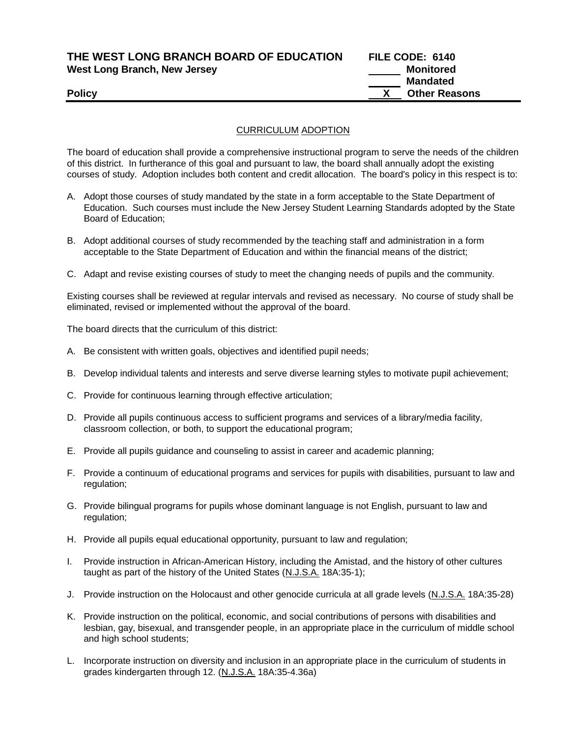**THE WEST LONG BRANCH BOARD OF EDUCATION**
**West Long Branch, New Jersey**

**Policy**

**FILE CODE: 6140**
_____ **Monitored**
_____ **Mandated**
__X__ **Other Reasons**

---

## CURRICULUM ADOPTION

The board of education shall provide a comprehensive instructional program to serve the needs of the children of this district. In furtherance of this goal and pursuant to law, the board shall annually adopt the existing courses of study. Adoption includes both content and credit allocation. The board's policy in this respect is to:

A. Adopt those courses of study mandated by the state in a form acceptable to the State Department of Education. Such courses must include the New Jersey Student Learning Standards adopted by the State Board of Education;

B. Adopt additional courses of study recommended by the teaching staff and administration in a form acceptable to the State Department of Education and within the financial means of the district;

C. Adapt and revise existing courses of study to meet the changing needs of pupils and the community.

Existing courses shall be reviewed at regular intervals and revised as necessary. No course of study shall be eliminated, revised or implemented without the approval of the board.

The board directs that the curriculum of this district:

A. Be consistent with written goals, objectives and identified pupil needs;

B. Develop individual talents and interests and serve diverse learning styles to motivate pupil achievement;

C. Provide for continuous learning through effective articulation;

D. Provide all pupils continuous access to sufficient programs and services of a library/media facility, classroom collection, or both, to support the educational program;

E. Provide all pupils guidance and counseling to assist in career and academic planning;

F. Provide a continuum of educational programs and services for pupils with disabilities, pursuant to law and regulation;

G. Provide bilingual programs for pupils whose dominant language is not English, pursuant to law and regulation;

H. Provide all pupils equal educational opportunity, pursuant to law and regulation;

I. Provide instruction in African-American History, including the Amistad, and the history of other cultures taught as part of the history of the United States (N.J.S.A. 18A:35-1);

J. Provide instruction on the Holocaust and other genocide curricula at all grade levels (N.J.S.A. 18A:35-28)

K. Provide instruction on the political, economic, and social contributions of persons with disabilities and lesbian, gay, bisexual, and transgender people, in an appropriate place in the curriculum of middle school and high school students;

L. Incorporate instruction on diversity and inclusion in an appropriate place in the curriculum of students in grades kindergarten through 12. (N.J.S.A. 18A:35-4.36a)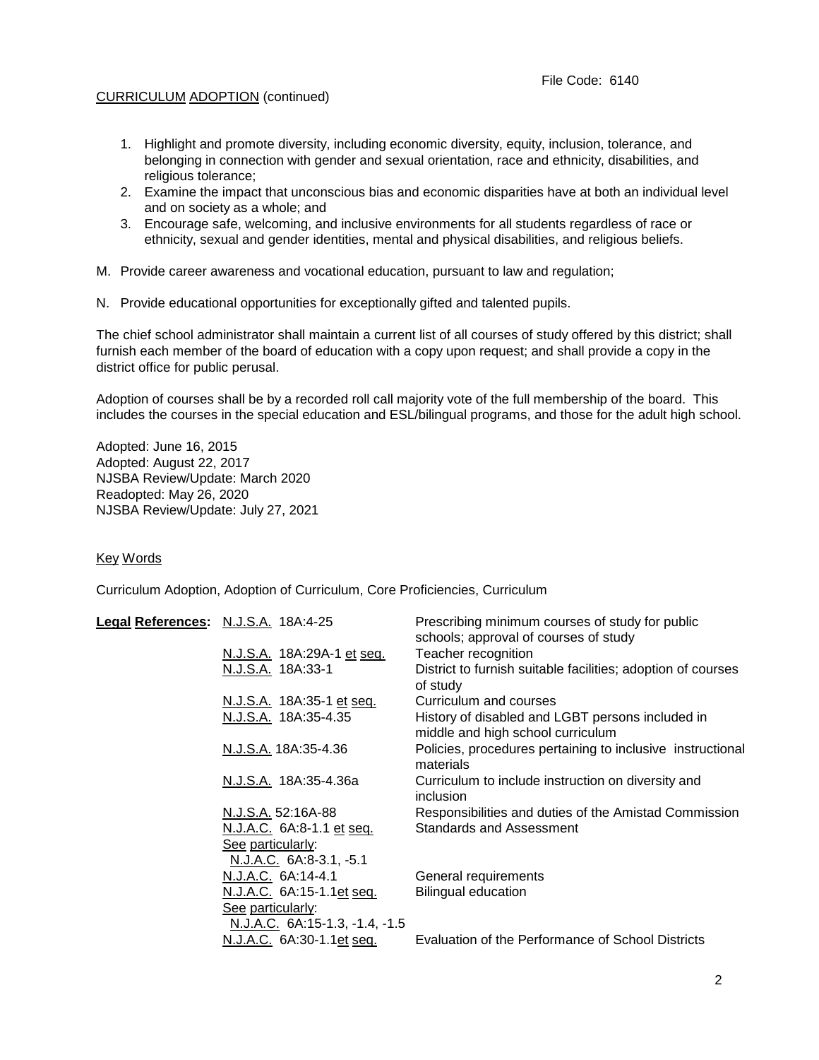CURRICULUM ADOPTION (continued)

1. Highlight and promote diversity, including economic diversity, equity, inclusion, tolerance, and belonging in connection with gender and sexual orientation, race and ethnicity, disabilities, and religious tolerance;
2. Examine the impact that unconscious bias and economic disparities have at both an individual level and on society as a whole; and
3. Encourage safe, welcoming, and inclusive environments for all students regardless of race or ethnicity, sexual and gender identities, mental and physical disabilities, and religious beliefs.

M. Provide career awareness and vocational education, pursuant to law and regulation;

N. Provide educational opportunities for exceptionally gifted and talented pupils.

The chief school administrator shall maintain a current list of all courses of study offered by this district; shall furnish each member of the board of education with a copy upon request; and shall provide a copy in the district office for public perusal.

Adoption of courses shall be by a recorded roll call majority vote of the full membership of the board. This includes the courses in the special education and ESL/bilingual programs, and those for the adult high school.

Adopted: June 16, 2015
Adopted: August 22, 2017
NJSBA Review/Update: March 2020
Readopted: May 26, 2020
NJSBA Review/Update: July 27, 2021

Key Words

Curriculum Adoption, Adoption of Curriculum, Core Proficiencies, Curriculum

| **Legal References:** | | |
|---|---|---|
| | N.J.S.A. 18A:4-25 | Prescribing minimum courses of study for public schools; approval of courses of study |
| | N.J.S.A. 18A:29A-1 et seq. | Teacher recognition |
| | N.J.S.A. 18A:33-1 | District to furnish suitable facilities; adoption of courses of study |
| | N.J.S.A. 18A:35-1 et seq. | Curriculum and courses |
| | N.J.S.A. 18A:35-4.35 | History of disabled and LGBT persons included in middle and high school curriculum |
| | N.J.S.A. 18A:35-4.36 | Policies, procedures pertaining to inclusive instructional materials |
| | N.J.S.A. 18A:35-4.36a | Curriculum to include instruction on diversity and inclusion |
| | N.J.S.A. 52:16A-88 | Responsibilities and duties of the Amistad Commission |
| | N.J.A.C. 6A:8-1.1 et seq. | Standards and Assessment |
| | See particularly: N.J.A.C. 6A:8-3.1, -5.1 | |
| | N.J.A.C. 6A:14-4.1 | General requirements |
| | N.J.A.C. 6A:15-1.1et seq. | Bilingual education |
| | See particularly: N.J.A.C. 6A:15-1.3, -1.4, -1.5 | |
| | N.J.A.C. 6A:30-1.1et seq. | Evaluation of the Performance of School Districts |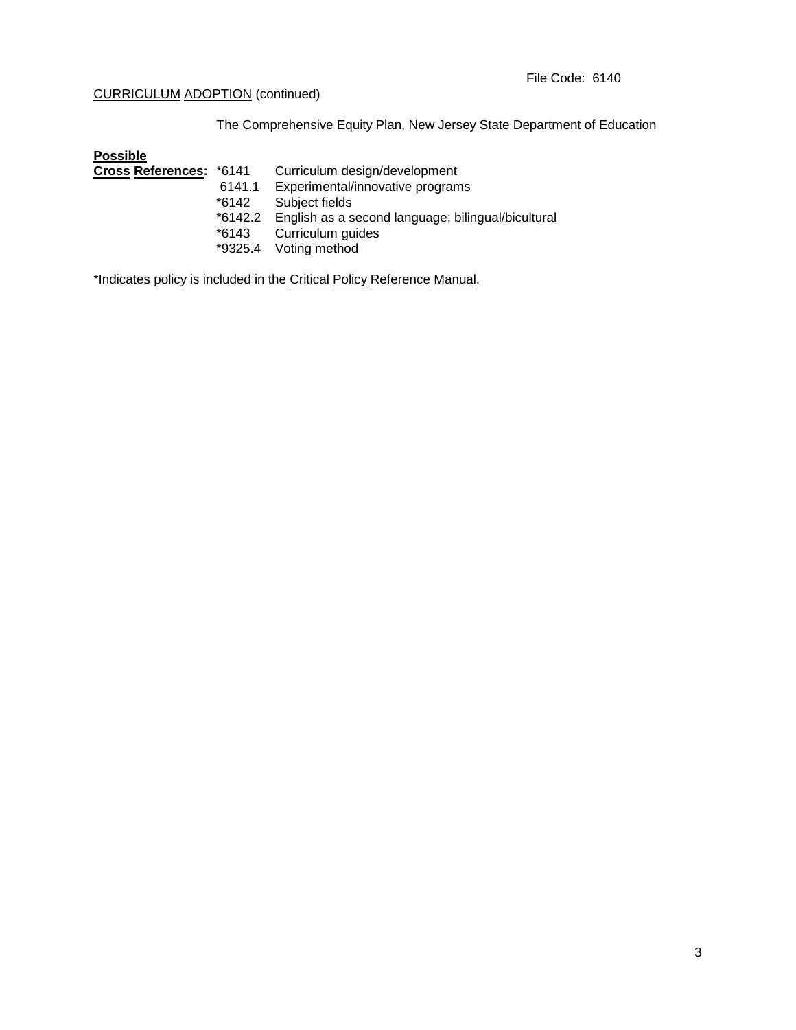CURRICULUM ADOPTION (continued)

The Comprehensive Equity Plan, New Jersey State Department of Education

**Possible Cross References:**

| | | |
|---|---|---|
| *6141 | Curriculum design/development |
| 6141.1 | Experimental/innovative programs |
| *6142 | Subject fields |
| *6142.2 | English as a second language; bilingual/bicultural |
| *6143 | Curriculum guides |
| *9325.4 | Voting method |

*Indicates policy is included in the Critical Policy Reference Manual.